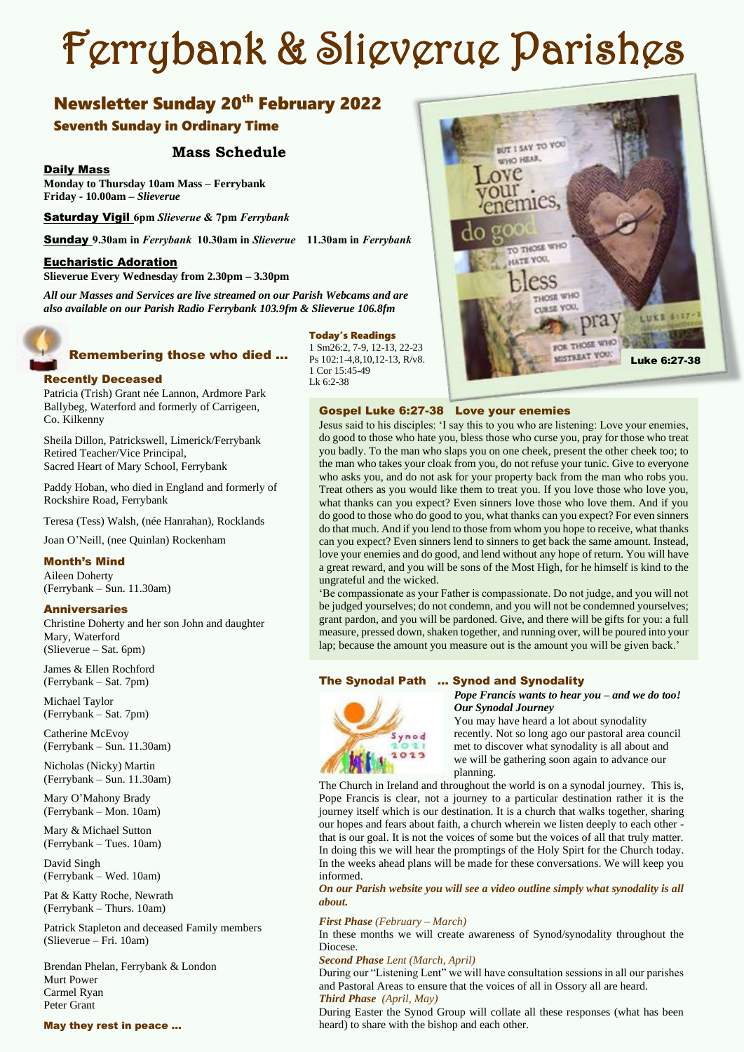# Ferrybank & Slieverue Parishes

## Newsletter Sunday 20th February 2022

### Seventh Sunday in Ordinary Time

### Mass Schedule

**Daily Mass**

**Monday to Thursday 10am Mass – Ferrybank**
**Friday - 10.00am – *Slieverue***

**Saturday Vigil** **6pm** ***Slieverue*** **& 7pm** ***Ferrybank***

**Sunday** **9.30am in** ***Ferrybank*** **10.30am in** ***Slieverue*** **11.30am in** ***Ferrybank***

**Eucharistic Adoration**
**Slieverue Every Wednesday from 2.30pm – 3.30pm**

***All our Masses and Services are live streamed on our Parish Webcams and are also available on our Parish Radio Ferrybank 103.9fm & Slieverue 106.8fm***

BUT I SAY TO YOU WHO HEAR, Love your enemies, do good TO THOSE WHO HATE YOU, bless THOSE WHO CURSE YOU, pray FOR THOSE WHO MISTREAT YOU.

Luke 6:27-38

### Remembering those who died …

**Recently Deceased**

Patricia (Trish) Grant née Lannon, Ardmore Park Ballybeg, Waterford and formerly of Carrigeen, Co. Kilkenny

Sheila Dillon, Patrickswell, Limerick/Ferrybank
Retired Teacher/Vice Principal,
Sacred Heart of Mary School, Ferrybank

Paddy Hoban, who died in England and formerly of Rockshire Road, Ferrybank

Teresa (Tess) Walsh, (née Hanrahan), Rocklands

Joan O'Neill, (nee Quinlan) Rockenham

**Month's Mind**

Aileen Doherty
(Ferrybank – Sun. 11.30am)

**Anniversaries**

Christine Doherty and her son John and daughter Mary, Waterford
(Slieverue – Sat. 6pm)

James & Ellen Rochford
(Ferrybank – Sat. 7pm)

Michael Taylor
(Ferrybank – Sat. 7pm)

Catherine McEvoy
(Ferrybank – Sun. 11.30am)

Nicholas (Nicky) Martin
(Ferrybank – Sun. 11.30am)

Mary O'Mahony Brady
(Ferrybank – Mon. 10am)

Mary & Michael Sutton
(Ferrybank – Tues. 10am)

David Singh
(Ferrybank – Wed. 10am)

Pat & Katty Roche, Newrath
(Ferrybank – Thurs. 10am)

Patrick Stapleton and deceased Family members
(Slieverue – Fri. 10am)

Brendan Phelan, Ferrybank & London
Murt Power
Carmel Ryan
Peter Grant

**May they rest in peace …**

**Today's Readings**
1 Sm26:2, 7-9, 12-13, 22-23
Ps 102:1-4,8,10,12-13, R/v8.
1 Cor 15:45-49
Lk 6:2-38

### Gospel Luke 6:27-38 Love your enemies

Jesus said to his disciples: 'I say this to you who are listening: Love your enemies, do good to those who hate you, bless those who curse you, pray for those who treat you badly. To the man who slaps you on one cheek, present the other cheek too; to the man who takes your cloak from you, do not refuse your tunic. Give to everyone who asks you, and do not ask for your property back from the man who robs you. Treat others as you would like them to treat you. If you love those who love you, what thanks can you expect? Even sinners love those who love them. And if you do good to those who do good to you, what thanks can you expect? For even sinners do that much. And if you lend to those from whom you hope to receive, what thanks can you expect? Even sinners lend to sinners to get back the same amount. Instead, love your enemies and do good, and lend without any hope of return. You will have a great reward, and you will be sons of the Most High, for he himself is kind to the ungrateful and the wicked.

'Be compassionate as your Father is compassionate. Do not judge, and you will not be judged yourselves; do not condemn, and you will not be condemned yourselves; grant pardon, and you will be pardoned. Give, and there will be gifts for you: a full measure, pressed down, shaken together, and running over, will be poured into your lap; because the amount you measure out is the amount you will be given back.'

### The Synodal Path … Synod and Synodality

***Pope Francis wants to hear you – and we do too!***
***Our Synodal Journey***

You may have heard a lot about synodality recently. Not so long ago our pastoral area council met to discover what synodality is all about and we will be gathering soon again to advance our planning.

The Church in Ireland and throughout the world is on a synodal journey. This is, Pope Francis is clear, not a journey to a particular destination rather it is the journey itself which is our destination. It is a church that walks together, sharing our hopes and fears about faith, a church wherein we listen deeply to each other - that is our goal. It is not the voices of some but the voices of all that truly matter. In doing this we will hear the promptings of the Holy Spirt for the Church today. In the weeks ahead plans will be made for these conversations. We will keep you informed.

***On our Parish website you will see a video outline simply what synodality is all about.***

***First Phase** (February – March)*
In these months we will create awareness of Synod/synodality throughout the Diocese.

***Second Phase** Lent (March, April)*
During our "Listening Lent" we will have consultation sessions in all our parishes and Pastoral Areas to ensure that the voices of all in Ossory all are heard.

***Third Phase** (April, May)*
During Easter the Synod Group will collate all these responses (what has been heard) to share with the bishop and each other.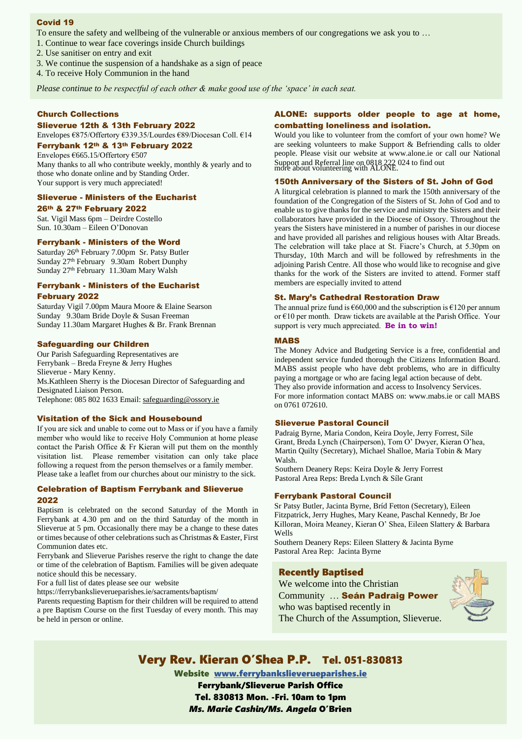## Covid 19

To ensure the safety and wellbeing of the vulnerable or anxious members of our congregations we ask you to …

1. Continue to wear face coverings inside Church buildings
2. Use sanitiser on entry and exit
3. We continue the suspension of a handshake as a sign of peace
4. To receive Holy Communion in the hand

*Please continue to be respectful of each other & make good use of the 'space' in each seat.*

## Church Collections

### Slieverue 12th & 13th February 2022

Envelopes €875/Offertory €339.35/Lourdes €89/Diocesan Coll. €14

### Ferrybank 12th & 13th February 2022

Envelopes €665.15/Offertory €507

Many thanks to all who contribute weekly, monthly & yearly and to those who donate online and by Standing Order.
Your support is very much appreciated!

## Slieverue - Ministers of the Eucharist 26th & 27th February 2022

Sat. Vigil Mass 6pm – Deirdre Costello
Sun. 10.30am – Eileen O'Donovan

## Ferrybank - Ministers of the Word

Saturday 26th February 7.00pm Sr. Patsy Butler
Sunday 27th February 9.30am Robert Dunphy
Sunday 27th February 11.30am Mary Walsh

## Ferrybank - Ministers of the Eucharist February 2022

Saturday Vigil 7.00pm Maura Moore & Elaine Searson
Sunday 9.30am Bride Doyle & Susan Freeman
Sunday 11.30am Margaret Hughes & Br. Frank Brennan

## Safeguarding our Children

Our Parish Safeguarding Representatives are
Ferrybank – Breda Freyne & Jerry Hughes
Slieverue - Mary Kenny.
Ms.Kathleen Sherry is the Diocesan Director of Safeguarding and Designated Liaison Person.
Telephone: 085 802 1633 Email: safeguarding@ossory.ie

## Visitation of the Sick and Housebound

If you are sick and unable to come out to Mass or if you have a family member who would like to receive Holy Communion at home please contact the Parish Office & Fr Kieran will put them on the monthly visitation list. Please remember visitation can only take place following a request from the person themselves or a family member. Please take a leaflet from our churches about our ministry to the sick.

## Celebration of Baptism Ferrybank and Slieverue 2022

Baptism is celebrated on the second Saturday of the Month in Ferrybank at 4.30 pm and on the third Saturday of the month in Slieverue at 5 pm. Occasionally there may be a change to these dates or times because of other celebrations such as Christmas & Easter, First Communion dates etc.

Ferrybank and Slieverue Parishes reserve the right to change the date or time of the celebration of Baptism. Families will be given adequate notice should this be necessary.

For a full list of dates please see our website
https://ferrybankslieverueparishes.ie/sacraments/baptism/

Parents requesting Baptism for their children will be required to attend a pre Baptism Course on the first Tuesday of every month. This may be held in person or online.

## ALONE: supports older people to age at home, combatting loneliness and isolation.

Would you like to volunteer from the comfort of your own home? We are seeking volunteers to make Support & Befriending calls to older people. Please visit our website at www.alone.ie or call our National Support and Referral line on 0818 222 024 to find out more about volunteering with ALONE.

## 150th Anniversary of the Sisters of St. John of God

A liturgical celebration is planned to mark the 150th anniversary of the foundation of the Congregation of the Sisters of St. John of God and to enable us to give thanks for the service and ministry the Sisters and their collaborators have provided in the Diocese of Ossory. Throughout the years the Sisters have ministered in a number of parishes in our diocese and have provided all parishes and religious houses with Altar Breads. The celebration will take place at St. Fiacre's Church, at 5.30pm on Thursday, 10th March and will be followed by refreshments in the adjoining Parish Centre. All those who would like to recognise and give thanks for the work of the Sisters are invited to attend. Former staff members are especially invited to attend

## St. Mary's Cathedral Restoration Draw

The annual prize fund is €60,000 and the subscription is €120 per annum or €10 per month. Draw tickets are available at the Parish Office. Your support is very much appreciated. **Be in to win!**

## MABS

The Money Advice and Budgeting Service is a free, confidential and independent service funded thorough the Citizens Information Board. MABS assist people who have debt problems, who are in difficulty paying a mortgage or who are facing legal action because of debt. They also provide information and access to Insolvency Services.
For more information contact MABS on: www.mabs.ie or call MABS on 0761 072610.

## Slieverue Pastoral Council

Padraig Byrne, Maria Condon, Keira Doyle, Jerry Forrest, Sile Grant, Breda Lynch (Chairperson), Tom O' Dwyer, Kieran O'hea, Martin Quilty (Secretary), Michael Shalloe, Maria Tobin & Mary Walsh.
Southern Deanery Reps: Keira Doyle & Jerry Forrest
Pastoral Area Reps: Breda Lynch & Síle Grant

## Ferrybank Pastoral Council

Sr Patsy Butler, Jacinta Byrne, Bríd Fetton (Secretary), Eileen Fitzpatrick, Jerry Hughes, Mary Keane, Paschal Kennedy, Br Joe Killoran, Moira Meaney, Kieran O' Shea, Eileen Slattery & Barbara Wells
Southern Deanery Reps: Eileen Slattery & Jacinta Byrne
Pastoral Area Rep: Jacinta Byrne

## Recently Baptised

We welcome into the Christian Community … **Seán Padraig Power** who was baptised recently in The Church of the Assumption, Slieverue.

## Very Rev. Kieran O'Shea P.P. Tel. 051-830813

**Website www.ferrybankslieverueparishes.ie**

**Ferrybank/Slieverue Parish Office**
**Tel. 830813 Mon. -Fri. 10am to 1pm**
***Ms. Marie Cashin/Ms. Angela* O'Brien**